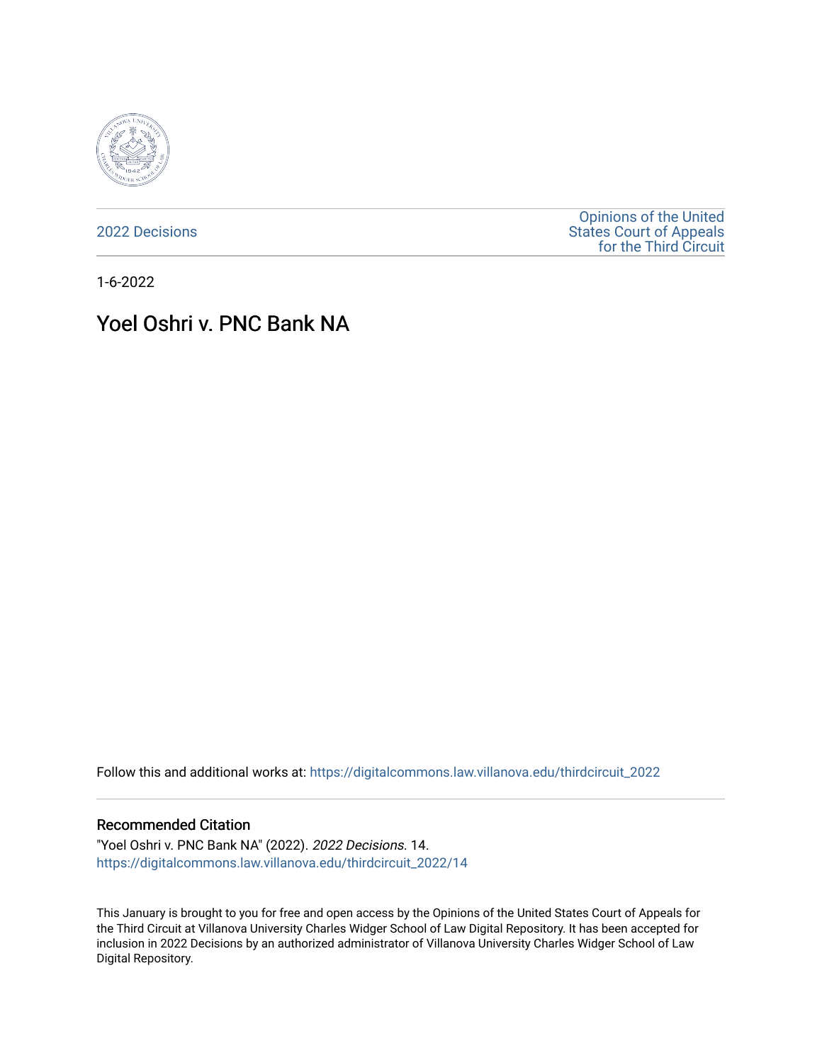2022 Decisions

Opinions of the United States Court of Appeals for the Third Circuit

1-6-2022

# Yoel Oshri v. PNC Bank NA

Follow this and additional works at: https://digitalcommons.law.villanova.edu/thirdcircuit_2022

## Recommended Citation

"Yoel Oshri v. PNC Bank NA" (2022). *2022 Decisions*. 14.
https://digitalcommons.law.villanova.edu/thirdcircuit_2022/14

This January is brought to you for free and open access by the Opinions of the United States Court of Appeals for the Third Circuit at Villanova University Charles Widger School of Law Digital Repository. It has been accepted for inclusion in 2022 Decisions by an authorized administrator of Villanova University Charles Widger School of Law Digital Repository.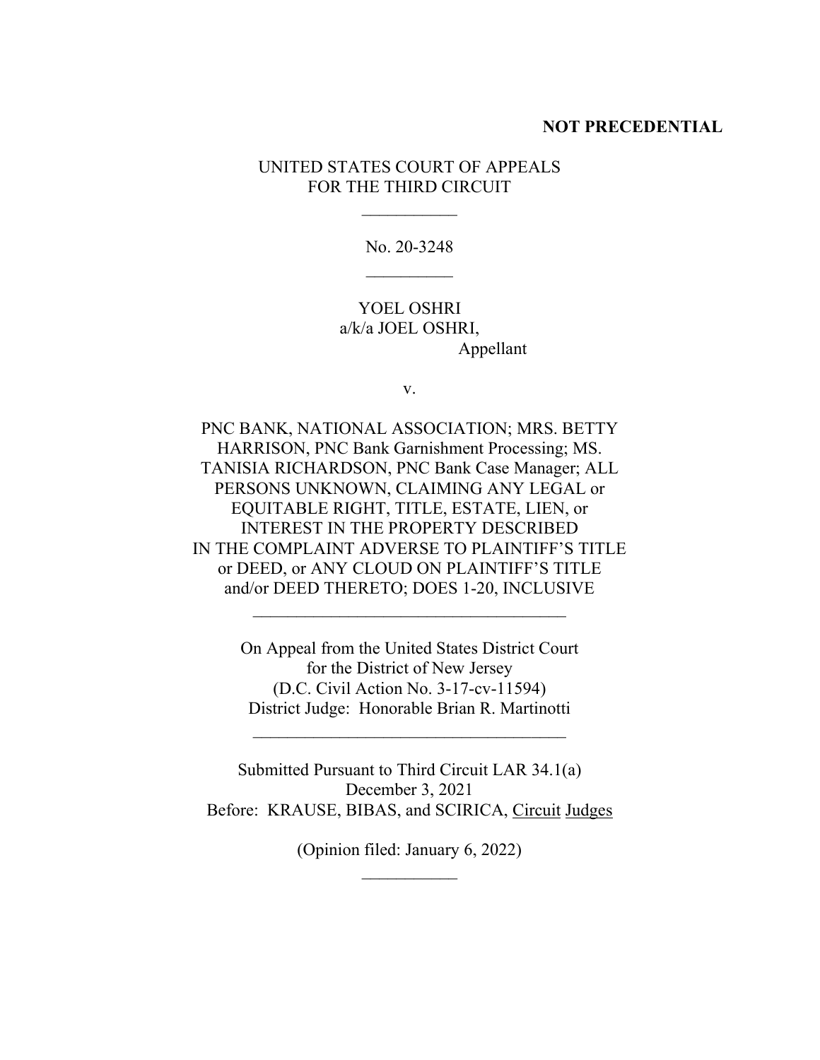**NOT PRECEDENTIAL**

UNITED STATES COURT OF APPEALS
FOR THE THIRD CIRCUIT

\_\_\_\_\_\_\_\_\_\_\_

No. 20-3248

\_\_\_\_\_\_\_\_\_\_

YOEL OSHRI
a/k/a JOEL OSHRI,
Appellant

v.

PNC BANK, NATIONAL ASSOCIATION; MRS. BETTY HARRISON, PNC Bank Garnishment Processing; MS. TANISIA RICHARDSON, PNC Bank Case Manager; ALL PERSONS UNKNOWN, CLAIMING ANY LEGAL or EQUITABLE RIGHT, TITLE, ESTATE, LIEN, or INTEREST IN THE PROPERTY DESCRIBED IN THE COMPLAINT ADVERSE TO PLAINTIFF'S TITLE or DEED, or ANY CLOUD ON PLAINTIFF'S TITLE and/or DEED THERETO; DOES 1-20, INCLUSIVE

\_\_\_\_\_\_\_\_\_\_\_\_\_\_\_\_\_\_\_\_\_\_\_\_\_\_\_\_\_\_\_\_\_\_\_\_

On Appeal from the United States District Court
for the District of New Jersey
(D.C. Civil Action No. 3-17-cv-11594)
District Judge: Honorable Brian R. Martinotti

\_\_\_\_\_\_\_\_\_\_\_\_\_\_\_\_\_\_\_\_\_\_\_\_\_\_\_\_\_\_\_\_\_\_\_\_

Submitted Pursuant to Third Circuit LAR 34.1(a)
December 3, 2021
Before: KRAUSE, BIBAS, and SCIRICA, Circuit Judges

(Opinion filed: January 6, 2022)

\_\_\_\_\_\_\_\_\_\_\_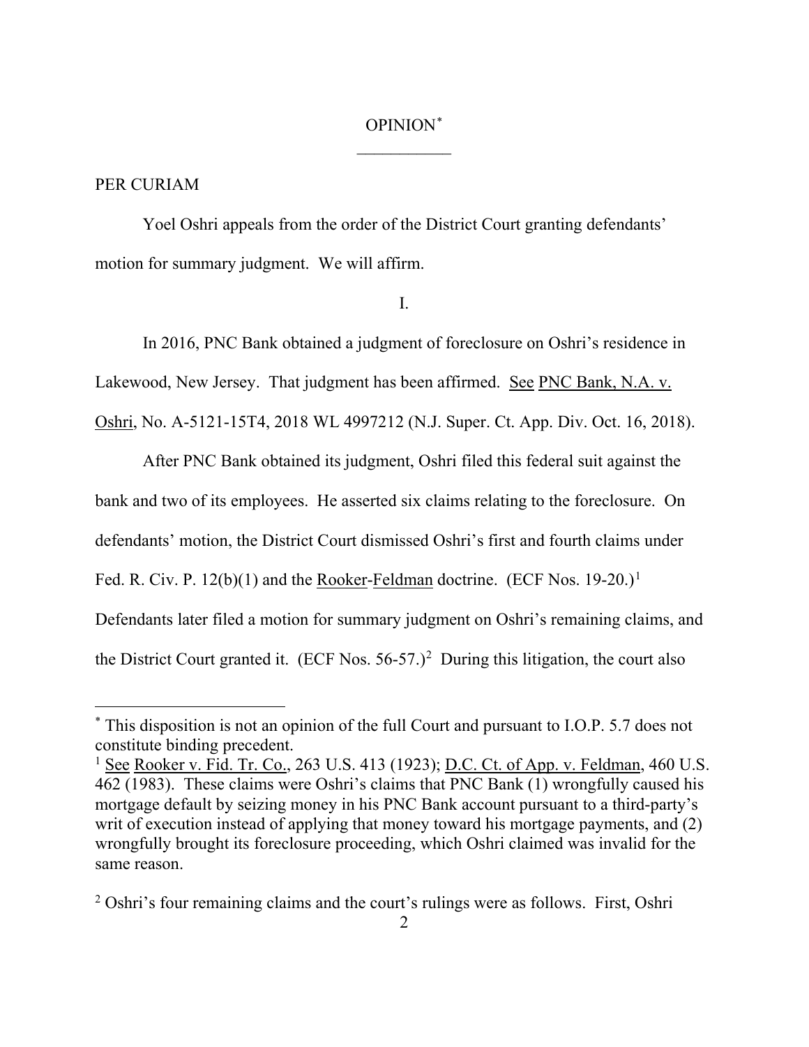OPINION[*]

___________

PER CURIAM

Yoel Oshri appeals from the order of the District Court granting defendants' motion for summary judgment. We will affirm.

I.

In 2016, PNC Bank obtained a judgment of foreclosure on Oshri's residence in Lakewood, New Jersey. That judgment has been affirmed. See PNC Bank, N.A. v. Oshri, No. A-5121-15T4, 2018 WL 4997212 (N.J. Super. Ct. App. Div. Oct. 16, 2018).

After PNC Bank obtained its judgment, Oshri filed this federal suit against the bank and two of its employees. He asserted six claims relating to the foreclosure. On defendants' motion, the District Court dismissed Oshri's first and fourth claims under Fed. R. Civ. P. 12(b)(1) and the Rooker-Feldman doctrine. (ECF Nos. 19-20.)[1] Defendants later filed a motion for summary judgment on Oshri's remaining claims, and the District Court granted it. (ECF Nos. 56-57.)[2] During this litigation, the court also

---

[*] This disposition is not an opinion of the full Court and pursuant to I.O.P. 5.7 does not constitute binding precedent.

[1] See Rooker v. Fid. Tr. Co., 263 U.S. 413 (1923); D.C. Ct. of App. v. Feldman, 460 U.S. 462 (1983). These claims were Oshri's claims that PNC Bank (1) wrongfully caused his mortgage default by seizing money in his PNC Bank account pursuant to a third-party's writ of execution instead of applying that money toward his mortgage payments, and (2) wrongfully brought its foreclosure proceeding, which Oshri claimed was invalid for the same reason.

[2] Oshri's four remaining claims and the court's rulings were as follows. First, Oshri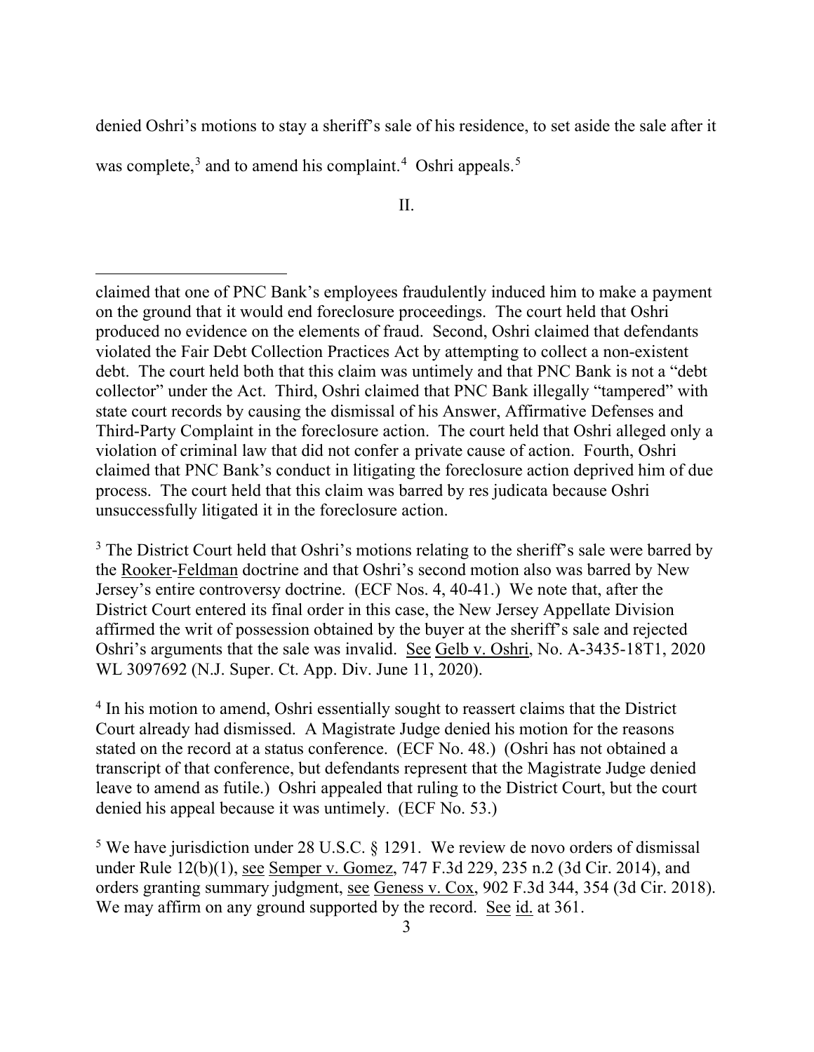denied Oshri's motions to stay a sheriff's sale of his residence, to set aside the sale after it was complete,[3] and to amend his complaint.[4] Oshri appeals.[5]

II.

---

claimed that one of PNC Bank's employees fraudulently induced him to make a payment on the ground that it would end foreclosure proceedings. The court held that Oshri produced no evidence on the elements of fraud. Second, Oshri claimed that defendants violated the Fair Debt Collection Practices Act by attempting to collect a non-existent debt. The court held both that this claim was untimely and that PNC Bank is not a "debt collector" under the Act. Third, Oshri claimed that PNC Bank illegally "tampered" with state court records by causing the dismissal of his Answer, Affirmative Defenses and Third-Party Complaint in the foreclosure action. The court held that Oshri alleged only a violation of criminal law that did not confer a private cause of action. Fourth, Oshri claimed that PNC Bank's conduct in litigating the foreclosure action deprived him of due process. The court held that this claim was barred by res judicata because Oshri unsuccessfully litigated it in the foreclosure action.

[3] The District Court held that Oshri's motions relating to the sheriff's sale were barred by the Rooker-Feldman doctrine and that Oshri's second motion also was barred by New Jersey's entire controversy doctrine. (ECF Nos. 4, 40-41.) We note that, after the District Court entered its final order in this case, the New Jersey Appellate Division affirmed the writ of possession obtained by the buyer at the sheriff's sale and rejected Oshri's arguments that the sale was invalid. See Gelb v. Oshri, No. A-3435-18T1, 2020 WL 3097692 (N.J. Super. Ct. App. Div. June 11, 2020).

[4] In his motion to amend, Oshri essentially sought to reassert claims that the District Court already had dismissed. A Magistrate Judge denied his motion for the reasons stated on the record at a status conference. (ECF No. 48.) (Oshri has not obtained a transcript of that conference, but defendants represent that the Magistrate Judge denied leave to amend as futile.) Oshri appealed that ruling to the District Court, but the court denied his appeal because it was untimely. (ECF No. 53.)

[5] We have jurisdiction under 28 U.S.C. § 1291. We review de novo orders of dismissal under Rule 12(b)(1), see Semper v. Gomez, 747 F.3d 229, 235 n.2 (3d Cir. 2014), and orders granting summary judgment, see Geness v. Cox, 902 F.3d 344, 354 (3d Cir. 2018). We may affirm on any ground supported by the record. See id. at 361.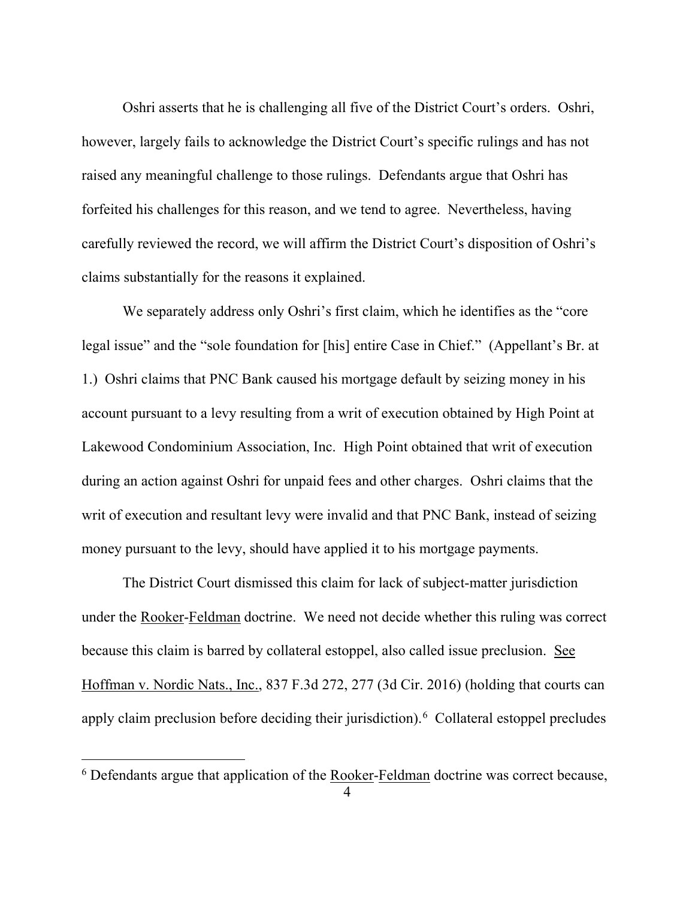Oshri asserts that he is challenging all five of the District Court's orders. Oshri, however, largely fails to acknowledge the District Court's specific rulings and has not raised any meaningful challenge to those rulings. Defendants argue that Oshri has forfeited his challenges for this reason, and we tend to agree. Nevertheless, having carefully reviewed the record, we will affirm the District Court's disposition of Oshri's claims substantially for the reasons it explained.

We separately address only Oshri's first claim, which he identifies as the "core legal issue" and the "sole foundation for [his] entire Case in Chief." (Appellant's Br. at 1.) Oshri claims that PNC Bank caused his mortgage default by seizing money in his account pursuant to a levy resulting from a writ of execution obtained by High Point at Lakewood Condominium Association, Inc. High Point obtained that writ of execution during an action against Oshri for unpaid fees and other charges. Oshri claims that the writ of execution and resultant levy were invalid and that PNC Bank, instead of seizing money pursuant to the levy, should have applied it to his mortgage payments.

The District Court dismissed this claim for lack of subject-matter jurisdiction under the Rooker-Feldman doctrine. We need not decide whether this ruling was correct because this claim is barred by collateral estoppel, also called issue preclusion. See Hoffman v. Nordic Nats., Inc., 837 F.3d 272, 277 (3d Cir. 2016) (holding that courts can apply claim preclusion before deciding their jurisdiction).[6] Collateral estoppel precludes

[6] Defendants argue that application of the Rooker-Feldman doctrine was correct because,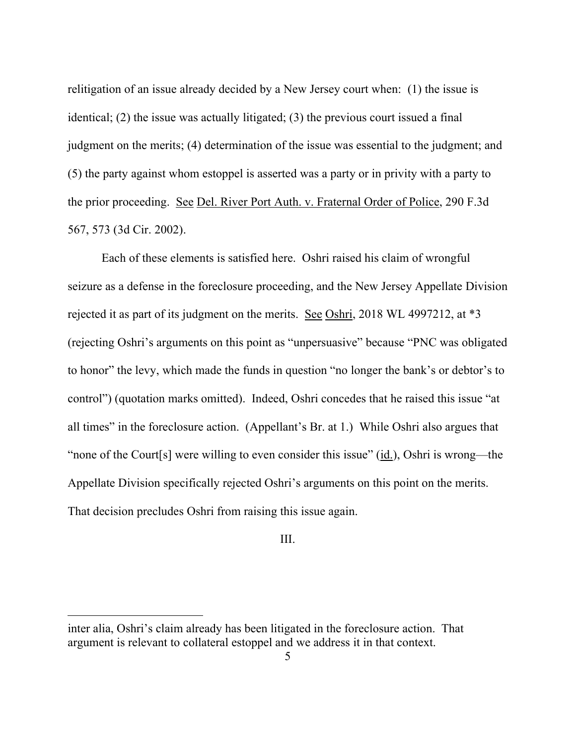relitigation of an issue already decided by a New Jersey court when: (1) the issue is identical; (2) the issue was actually litigated; (3) the previous court issued a final judgment on the merits; (4) determination of the issue was essential to the judgment; and (5) the party against whom estoppel is asserted was a party or in privity with a party to the prior proceeding. See Del. River Port Auth. v. Fraternal Order of Police, 290 F.3d 567, 573 (3d Cir. 2002).

Each of these elements is satisfied here. Oshri raised his claim of wrongful seizure as a defense in the foreclosure proceeding, and the New Jersey Appellate Division rejected it as part of its judgment on the merits. See Oshri, 2018 WL 4997212, at *3 (rejecting Oshri's arguments on this point as "unpersuasive" because "PNC was obligated to honor" the levy, which made the funds in question "no longer the bank's or debtor's to control") (quotation marks omitted). Indeed, Oshri concedes that he raised this issue "at all times" in the foreclosure action. (Appellant's Br. at 1.) While Oshri also argues that "none of the Court[s] were willing to even consider this issue" (id.), Oshri is wrong—the Appellate Division specifically rejected Oshri's arguments on this point on the merits. That decision precludes Oshri from raising this issue again.

III.

---

inter alia, Oshri's claim already has been litigated in the foreclosure action. That argument is relevant to collateral estoppel and we address it in that context.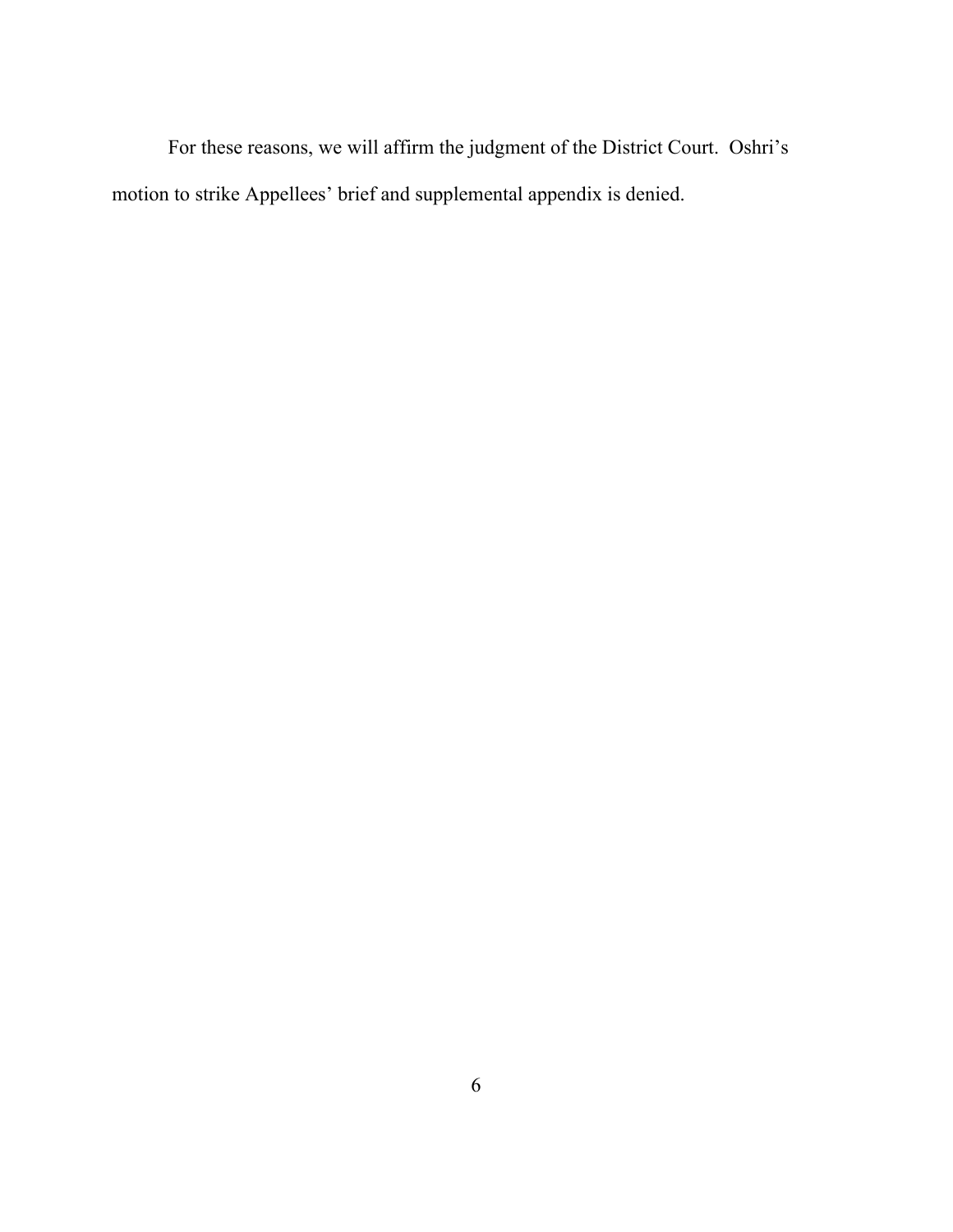For these reasons, we will affirm the judgment of the District Court. Oshri's motion to strike Appellees' brief and supplemental appendix is denied.